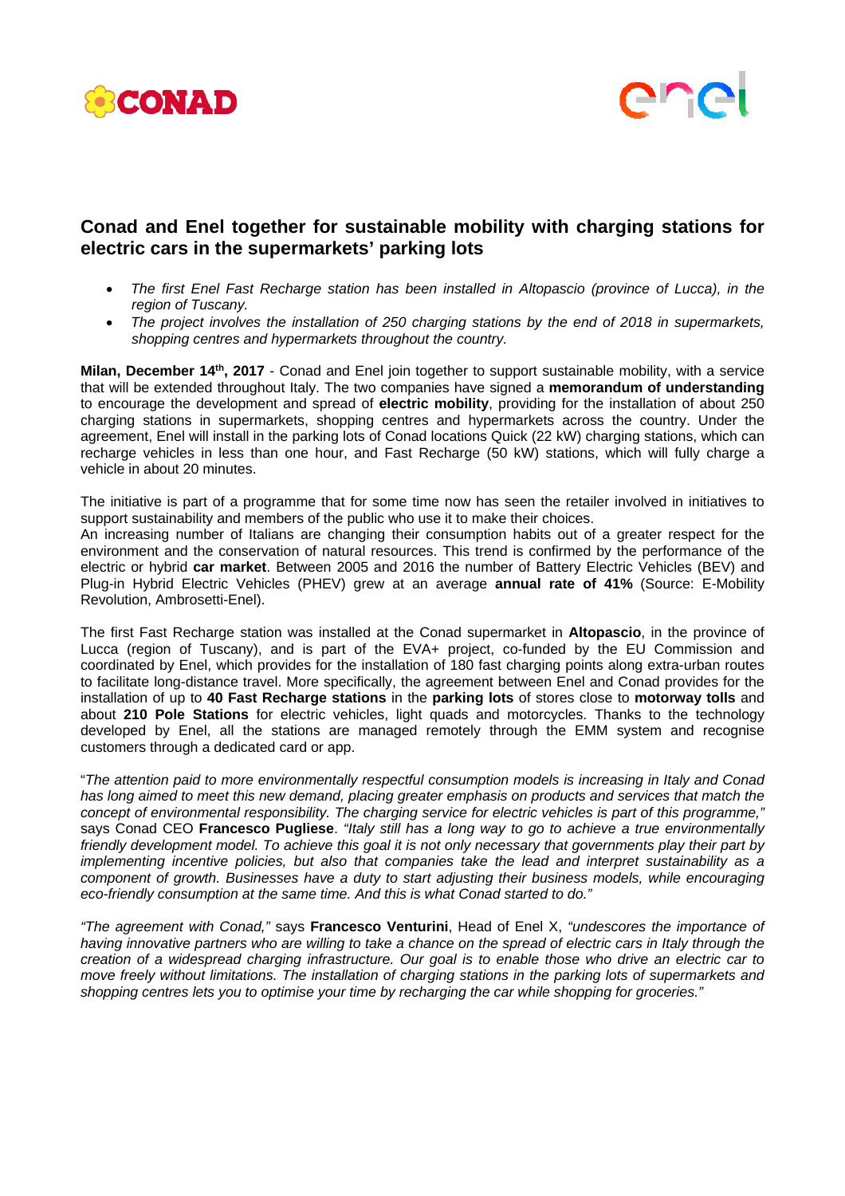# Conad and Enel together for sustainable mobility with charging stations for electric cars in the supermarkets' parking lots

- *The first Enel Fast Recharge station has been installed in Altopascio (province of Lucca), in the region of Tuscany.*
- *The project involves the installation of 250 charging stations by the end of 2018 in supermarkets, shopping centres and hypermarkets throughout the country.*

**Milan, December 14th, 2017** - Conad and Enel join together to support sustainable mobility, with a service that will be extended throughout Italy. The two companies have signed a **memorandum of understanding** to encourage the development and spread of **electric mobility**, providing for the installation of about 250 charging stations in supermarkets, shopping centres and hypermarkets across the country. Under the agreement, Enel will install in the parking lots of Conad locations Quick (22 kW) charging stations, which can recharge vehicles in less than one hour, and Fast Recharge (50 kW) stations, which will fully charge a vehicle in about 20 minutes.

The initiative is part of a programme that for some time now has seen the retailer involved in initiatives to support sustainability and members of the public who use it to make their choices.
An increasing number of Italians are changing their consumption habits out of a greater respect for the environment and the conservation of natural resources. This trend is confirmed by the performance of the electric or hybrid **car market**. Between 2005 and 2016 the number of Battery Electric Vehicles (BEV) and Plug-in Hybrid Electric Vehicles (PHEV) grew at an average **annual rate of 41%** (Source: E-Mobility Revolution, Ambrosetti-Enel).

The first Fast Recharge station was installed at the Conad supermarket in **Altopascio**, in the province of Lucca (region of Tuscany), and is part of the EVA+ project, co-funded by the EU Commission and coordinated by Enel, which provides for the installation of 180 fast charging points along extra-urban routes to facilitate long-distance travel. More specifically, the agreement between Enel and Conad provides for the installation of up to **40 Fast Recharge stations** in the **parking lots** of stores close to **motorway tolls** and about **210 Pole Stations** for electric vehicles, light quads and motorcycles. Thanks to the technology developed by Enel, all the stations are managed remotely through the EMM system and recognise customers through a dedicated card or app.

"*The attention paid to more environmentally respectful consumption models is increasing in Italy and Conad has long aimed to meet this new demand, placing greater emphasis on products and services that match the concept of environmental responsibility. The charging service for electric vehicles is part of this programme,"* says Conad CEO **Francesco Pugliese**. *"Italy still has a long way to go to achieve a true environmentally friendly development model. To achieve this goal it is not only necessary that governments play their part by implementing incentive policies, but also that companies take the lead and interpret sustainability as a component of growth. Businesses have a duty to start adjusting their business models, while encouraging eco-friendly consumption at the same time. And this is what Conad started to do."*

*"The agreement with Conad,"* says **Francesco Venturini**, Head of Enel X, *"undescores the importance of having innovative partners who are willing to take a chance on the spread of electric cars in Italy through the creation of a widespread charging infrastructure. Our goal is to enable those who drive an electric car to move freely without limitations. The installation of charging stations in the parking lots of supermarkets and shopping centres lets you to optimise your time by recharging the car while shopping for groceries."*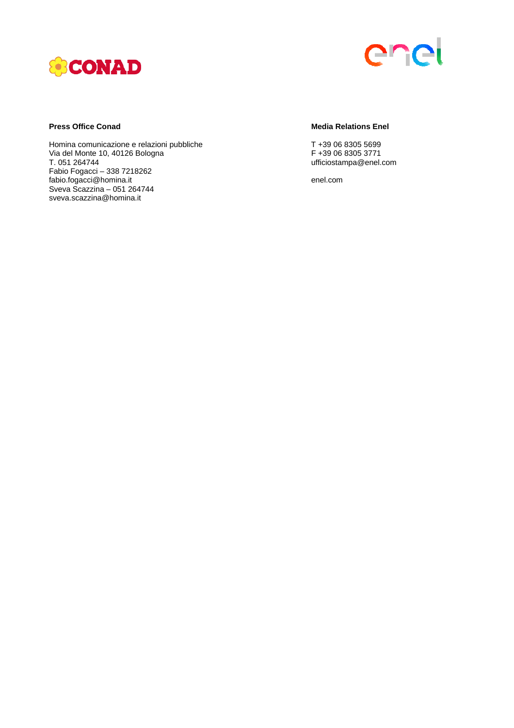**Press Office Conad**

Homina comunicazione e relazioni pubbliche
Via del Monte 10, 40126 Bologna
T. 051 264744
Fabio Fogacci – 338 7218262
fabio.fogacci@homina.it
Sveva Scazzina – 051 264744
sveva.scazzina@homina.it

**Media Relations Enel**

T +39 06 8305 5699
F +39 06 8305 3771
ufficiostampa@enel.com

enel.com